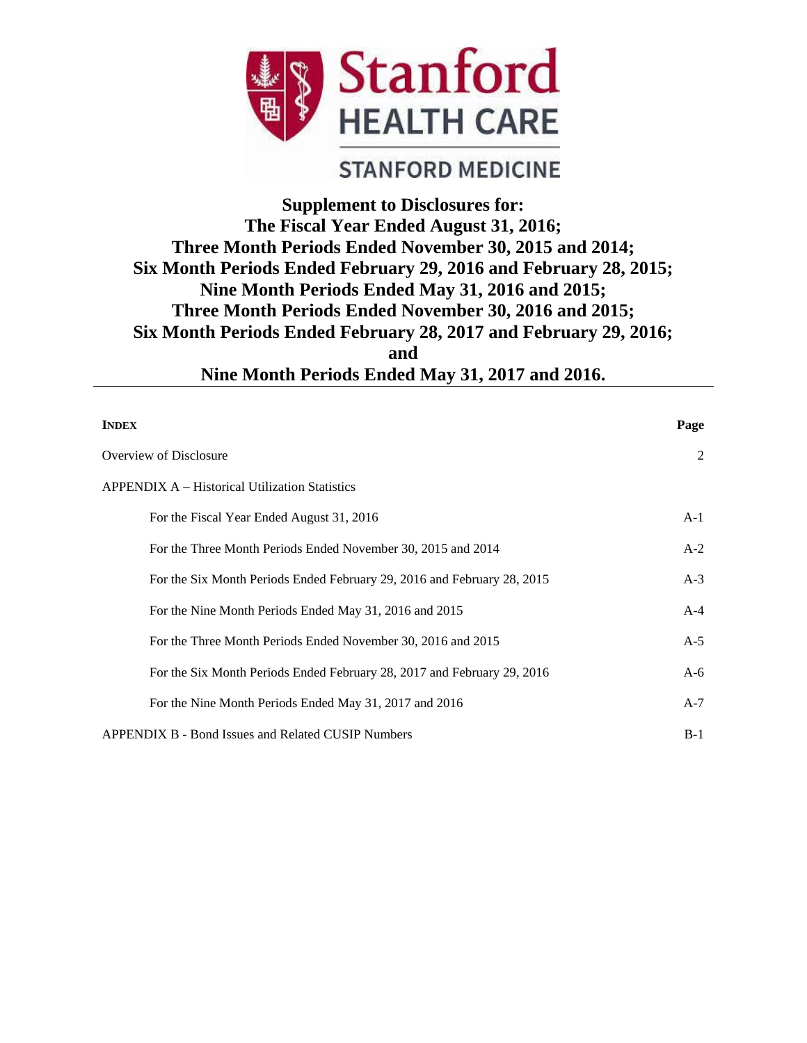Stanford HEALTH CARE

STANFORD MEDICINE

# Supplement to Disclosures for: The Fiscal Year Ended August 31, 2016; Three Month Periods Ended November 30, 2015 and 2014; Six Month Periods Ended February 29, 2016 and February 28, 2015; Nine Month Periods Ended May 31, 2016 and 2015; Three Month Periods Ended November 30, 2016 and 2015; Six Month Periods Ended February 28, 2017 and February 29, 2016; and Nine Month Periods Ended May 31, 2017 and 2016.

| **INDEX** | **Page** |
|---|---|
| Overview of Disclosure | 2 |
| APPENDIX A – Historical Utilization Statistics | |
| For the Fiscal Year Ended August 31, 2016 | A-1 |
| For the Three Month Periods Ended November 30, 2015 and 2014 | A-2 |
| For the Six Month Periods Ended February 29, 2016 and February 28, 2015 | A-3 |
| For the Nine Month Periods Ended May 31, 2016 and 2015 | A-4 |
| For the Three Month Periods Ended November 30, 2016 and 2015 | A-5 |
| For the Six Month Periods Ended February 28, 2017 and February 29, 2016 | A-6 |
| For the Nine Month Periods Ended May 31, 2017 and 2016 | A-7 |
| APPENDIX B - Bond Issues and Related CUSIP Numbers | B-1 |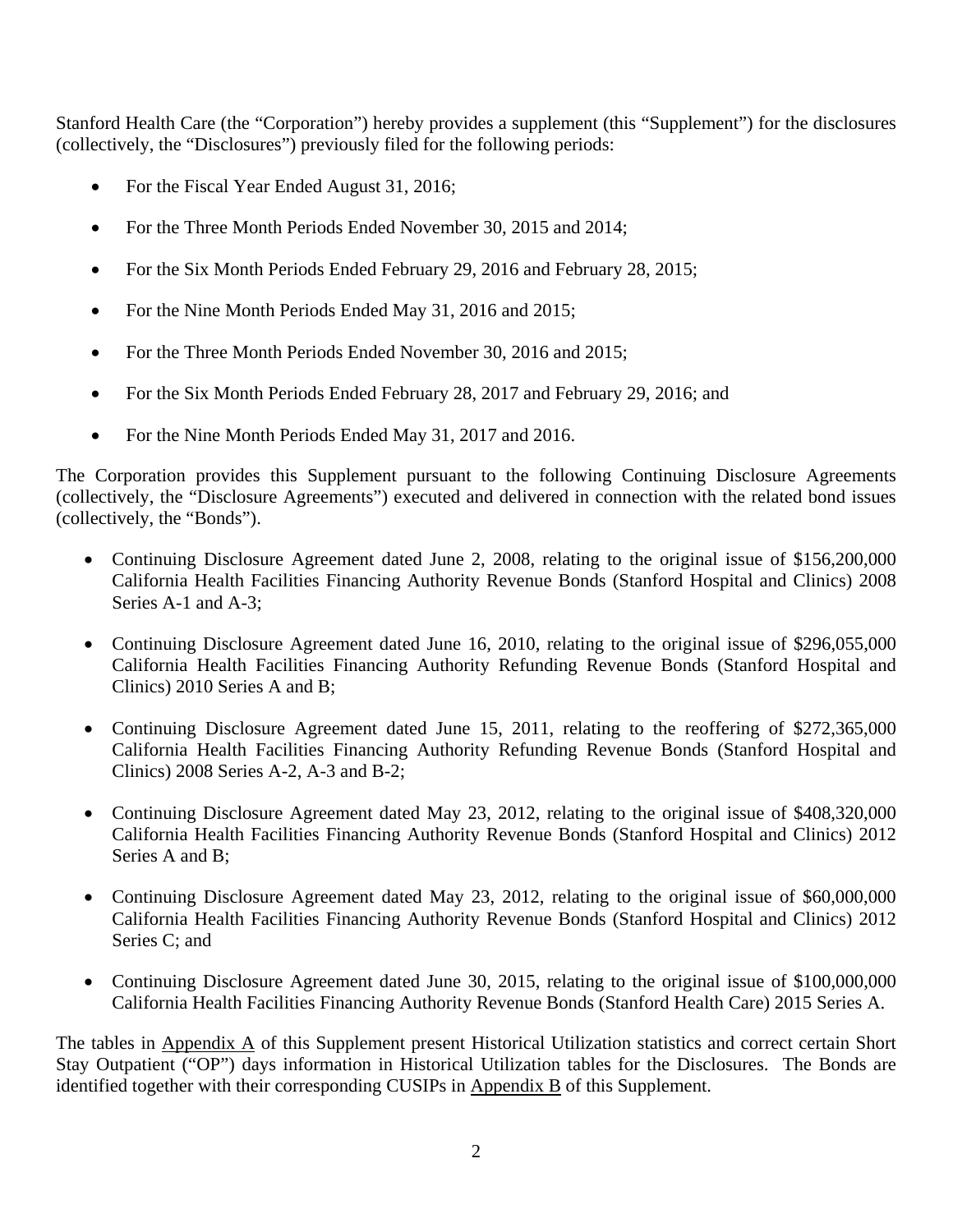Stanford Health Care (the "Corporation") hereby provides a supplement (this "Supplement") for the disclosures (collectively, the "Disclosures") previously filed for the following periods:

- For the Fiscal Year Ended August 31, 2016;
- For the Three Month Periods Ended November 30, 2015 and 2014;
- For the Six Month Periods Ended February 29, 2016 and February 28, 2015;
- For the Nine Month Periods Ended May 31, 2016 and 2015;
- For the Three Month Periods Ended November 30, 2016 and 2015;
- For the Six Month Periods Ended February 28, 2017 and February 29, 2016; and
- For the Nine Month Periods Ended May 31, 2017 and 2016.

The Corporation provides this Supplement pursuant to the following Continuing Disclosure Agreements (collectively, the "Disclosure Agreements") executed and delivered in connection with the related bond issues (collectively, the "Bonds").

- Continuing Disclosure Agreement dated June 2, 2008, relating to the original issue of $156,200,000 California Health Facilities Financing Authority Revenue Bonds (Stanford Hospital and Clinics) 2008 Series A-1 and A-3;
- Continuing Disclosure Agreement dated June 16, 2010, relating to the original issue of $296,055,000 California Health Facilities Financing Authority Refunding Revenue Bonds (Stanford Hospital and Clinics) 2010 Series A and B;
- Continuing Disclosure Agreement dated June 15, 2011, relating to the reoffering of $272,365,000 California Health Facilities Financing Authority Refunding Revenue Bonds (Stanford Hospital and Clinics) 2008 Series A-2, A-3 and B-2;
- Continuing Disclosure Agreement dated May 23, 2012, relating to the original issue of $408,320,000 California Health Facilities Financing Authority Revenue Bonds (Stanford Hospital and Clinics) 2012 Series A and B;
- Continuing Disclosure Agreement dated May 23, 2012, relating to the original issue of $60,000,000 California Health Facilities Financing Authority Revenue Bonds (Stanford Hospital and Clinics) 2012 Series C; and
- Continuing Disclosure Agreement dated June 30, 2015, relating to the original issue of $100,000,000 California Health Facilities Financing Authority Revenue Bonds (Stanford Health Care) 2015 Series A.

The tables in Appendix A of this Supplement present Historical Utilization statistics and correct certain Short Stay Outpatient ("OP") days information in Historical Utilization tables for the Disclosures. The Bonds are identified together with their corresponding CUSIPs in Appendix B of this Supplement.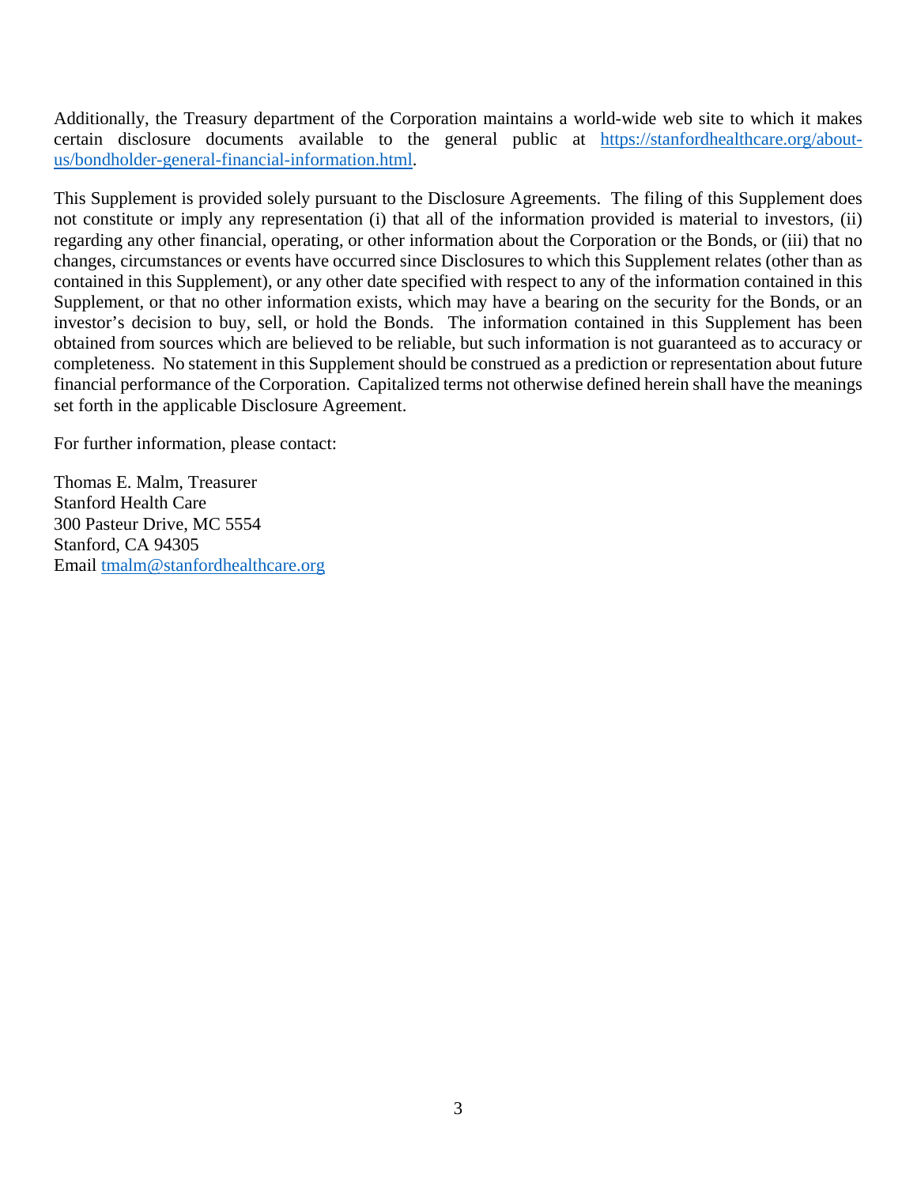Additionally, the Treasury department of the Corporation maintains a world-wide web site to which it makes certain disclosure documents available to the general public at [https://stanfordhealthcare.org/about-us/bondholder-general-financial-information.html](https://stanfordhealthcare.org/about-us/bondholder-general-financial-information.html).

This Supplement is provided solely pursuant to the Disclosure Agreements. The filing of this Supplement does not constitute or imply any representation (i) that all of the information provided is material to investors, (ii) regarding any other financial, operating, or other information about the Corporation or the Bonds, or (iii) that no changes, circumstances or events have occurred since Disclosures to which this Supplement relates (other than as contained in this Supplement), or any other date specified with respect to any of the information contained in this Supplement, or that no other information exists, which may have a bearing on the security for the Bonds, or an investor's decision to buy, sell, or hold the Bonds. The information contained in this Supplement has been obtained from sources which are believed to be reliable, but such information is not guaranteed as to accuracy or completeness. No statement in this Supplement should be construed as a prediction or representation about future financial performance of the Corporation. Capitalized terms not otherwise defined herein shall have the meanings set forth in the applicable Disclosure Agreement.

For further information, please contact:

Thomas E. Malm, Treasurer
Stanford Health Care
300 Pasteur Drive, MC 5554
Stanford, CA 94305
Email [tmalm@stanfordhealthcare.org](mailto:tmalm@stanfordhealthcare.org)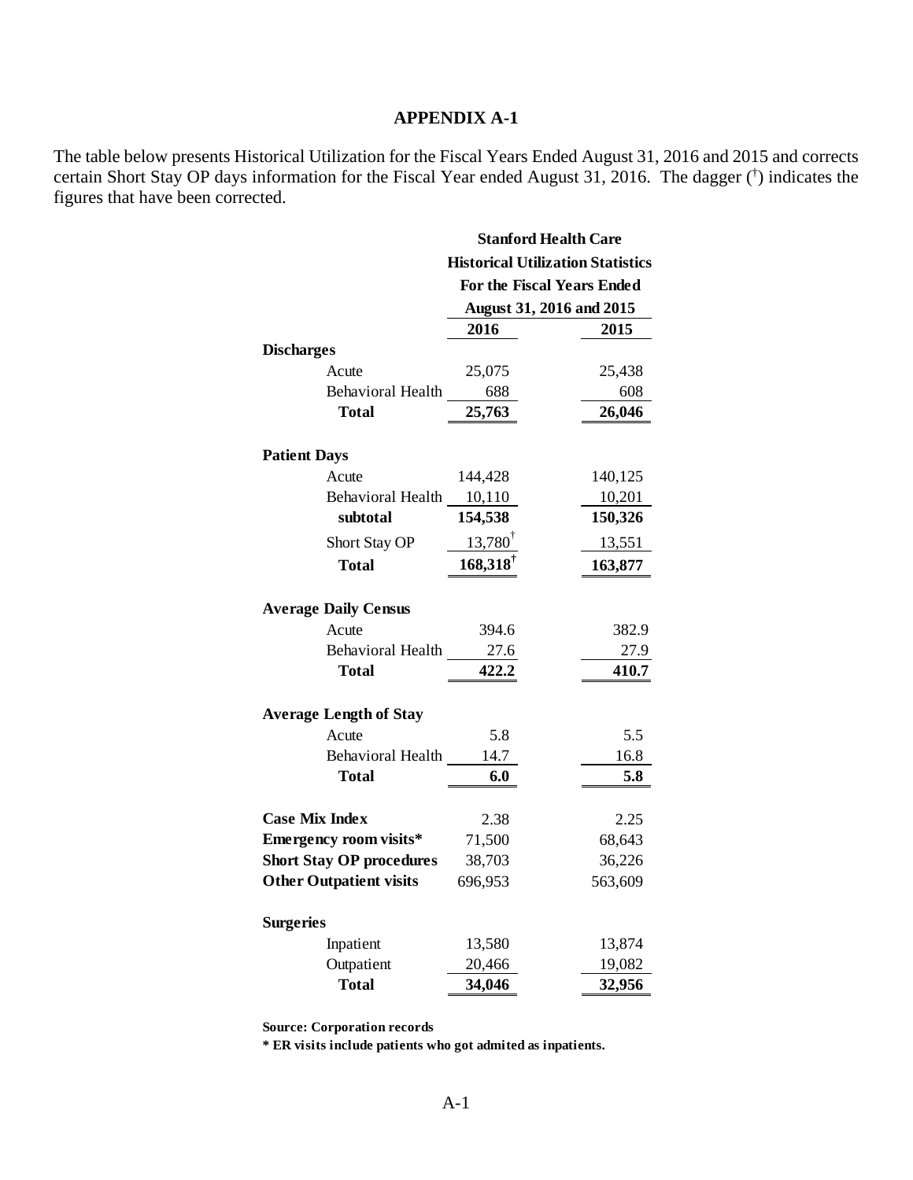## APPENDIX A-1

The table below presents Historical Utilization for the Fiscal Years Ended August 31, 2016 and 2015 and corrects certain Short Stay OP days information for the Fiscal Year ended August 31, 2016. The dagger (†) indicates the figures that have been corrected.

**Stanford Health Care**
**Historical Utilization Statistics**
**For the Fiscal Years Ended**
**August 31, 2016 and 2015**

| | 2016 | 2015 |
|---|---|---|
| **Discharges** | | |
| Acute | 25,075 | 25,438 |
| Behavioral Health | 688 | 608 |
| **Total** | **25,763** | **26,046** |
| **Patient Days** | | |
| Acute | 144,428 | 140,125 |
| Behavioral Health | 10,110 | 10,201 |
| **subtotal** | **154,538** | **150,326** |
| Short Stay OP | 13,780† | 13,551 |
| **Total** | **168,318†** | **163,877** |
| **Average Daily Census** | | |
| Acute | 394.6 | 382.9 |
| Behavioral Health | 27.6 | 27.9 |
| **Total** | **422.2** | **410.7** |
| **Average Length of Stay** | | |
| Acute | 5.8 | 5.5 |
| Behavioral Health | 14.7 | 16.8 |
| **Total** | **6.0** | **5.8** |
| **Case Mix Index** | 2.38 | 2.25 |
| **Emergency room visits*** | 71,500 | 68,643 |
| **Short Stay OP procedures** | 38,703 | 36,226 |
| **Other Outpatient visits** | 696,953 | 563,609 |
| **Surgeries** | | |
| Inpatient | 13,580 | 13,874 |
| Outpatient | 20,466 | 19,082 |
| **Total** | **34,046** | **32,956** |

**Source: Corporation records**

**\* ER visits include patients who got admited as inpatients.**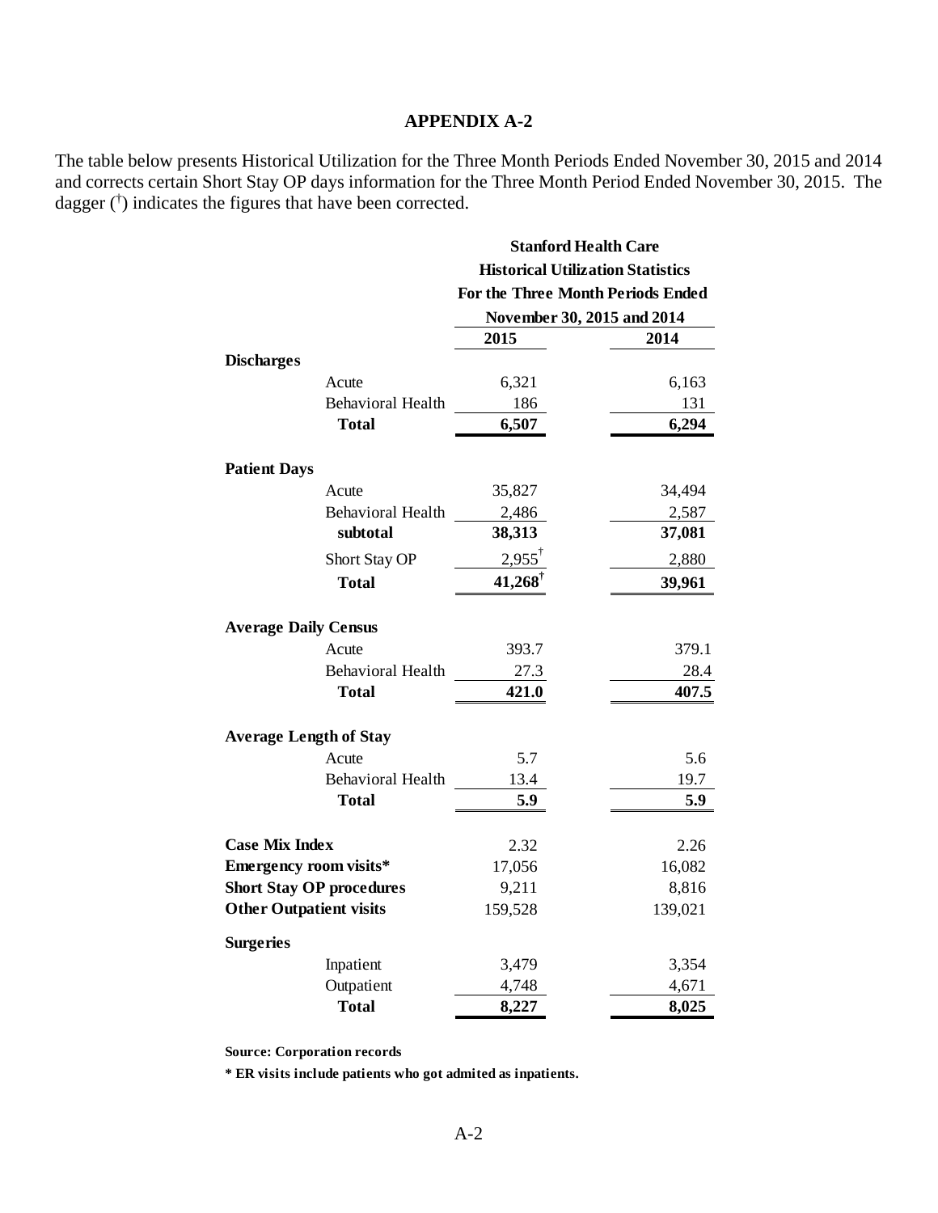## APPENDIX A-2

The table below presents Historical Utilization for the Three Month Periods Ended November 30, 2015 and 2014 and corrects certain Short Stay OP days information for the Three Month Period Ended November 30, 2015. The dagger (†) indicates the figures that have been corrected.

| | Stanford Health Care Historical Utilization Statistics For the Three Month Periods Ended November 30, 2015 and 2014 | |
|---|---|---|
| | **2015** | **2014** |
| **Discharges** | | |
| Acute | 6,321 | 6,163 |
| Behavioral Health | 186 | 131 |
| **Total** | **6,507** | **6,294** |
| **Patient Days** | | |
| Acute | 35,827 | 34,494 |
| Behavioral Health | 2,486 | 2,587 |
| **subtotal** | **38,313** | **37,081** |
| Short Stay OP | 2,955† | 2,880 |
| **Total** | **41,268†** | **39,961** |
| **Average Daily Census** | | |
| Acute | 393.7 | 379.1 |
| Behavioral Health | 27.3 | 28.4 |
| **Total** | **421.0** | **407.5** |
| **Average Length of Stay** | | |
| Acute | 5.7 | 5.6 |
| Behavioral Health | 13.4 | 19.7 |
| **Total** | **5.9** | **5.9** |
| **Case Mix Index** | 2.32 | 2.26 |
| **Emergency room visits*** | 17,056 | 16,082 |
| **Short Stay OP procedures** | 9,211 | 8,816 |
| **Other Outpatient visits** | 159,528 | 139,021 |
| **Surgeries** | | |
| Inpatient | 3,479 | 3,354 |
| Outpatient | 4,748 | 4,671 |
| **Total** | **8,227** | **8,025** |

**Source: Corporation records**

**\* ER visits include patients who got admited as inpatients.**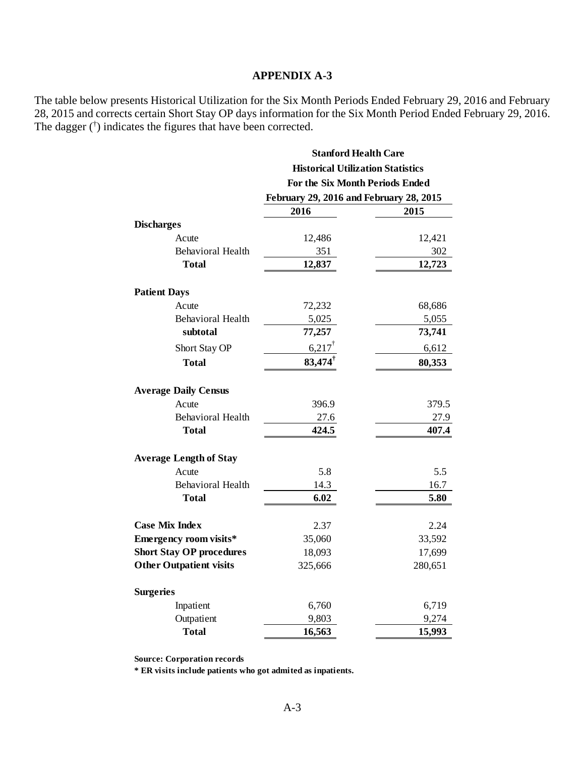# APPENDIX A-3

The table below presents Historical Utilization for the Six Month Periods Ended February 29, 2016 and February 28, 2015 and corrects certain Short Stay OP days information for the Six Month Period Ended February 29, 2016. The dagger (†) indicates the figures that have been corrected.

**Stanford Health Care**
**Historical Utilization Statistics**
**For the Six Month Periods Ended**
**February 29, 2016 and February 28, 2015**

| | 2016 | 2015 |
|---|---|---|
| **Discharges** | | |
| Acute | 12,486 | 12,421 |
| Behavioral Health | 351 | 302 |
| **Total** | **12,837** | **12,723** |
| **Patient Days** | | |
| Acute | 72,232 | 68,686 |
| Behavioral Health | 5,025 | 5,055 |
| **subtotal** | **77,257** | **73,741** |
| Short Stay OP | 6,217† | 6,612 |
| **Total** | **83,474†** | **80,353** |
| **Average Daily Census** | | |
| Acute | 396.9 | 379.5 |
| Behavioral Health | 27.6 | 27.9 |
| **Total** | **424.5** | **407.4** |
| **Average Length of Stay** | | |
| Acute | 5.8 | 5.5 |
| Behavioral Health | 14.3 | 16.7 |
| **Total** | **6.02** | **5.80** |
| **Case Mix Index** | 2.37 | 2.24 |
| **Emergency room visits*** | 35,060 | 33,592 |
| **Short Stay OP procedures** | 18,093 | 17,699 |
| **Other Outpatient visits** | 325,666 | 280,651 |
| **Surgeries** | | |
| Inpatient | 6,760 | 6,719 |
| Outpatient | 9,803 | 9,274 |
| **Total** | **16,563** | **15,993** |

**Source: Corporation records**

**\* ER visits include patients who got admited as inpatients.**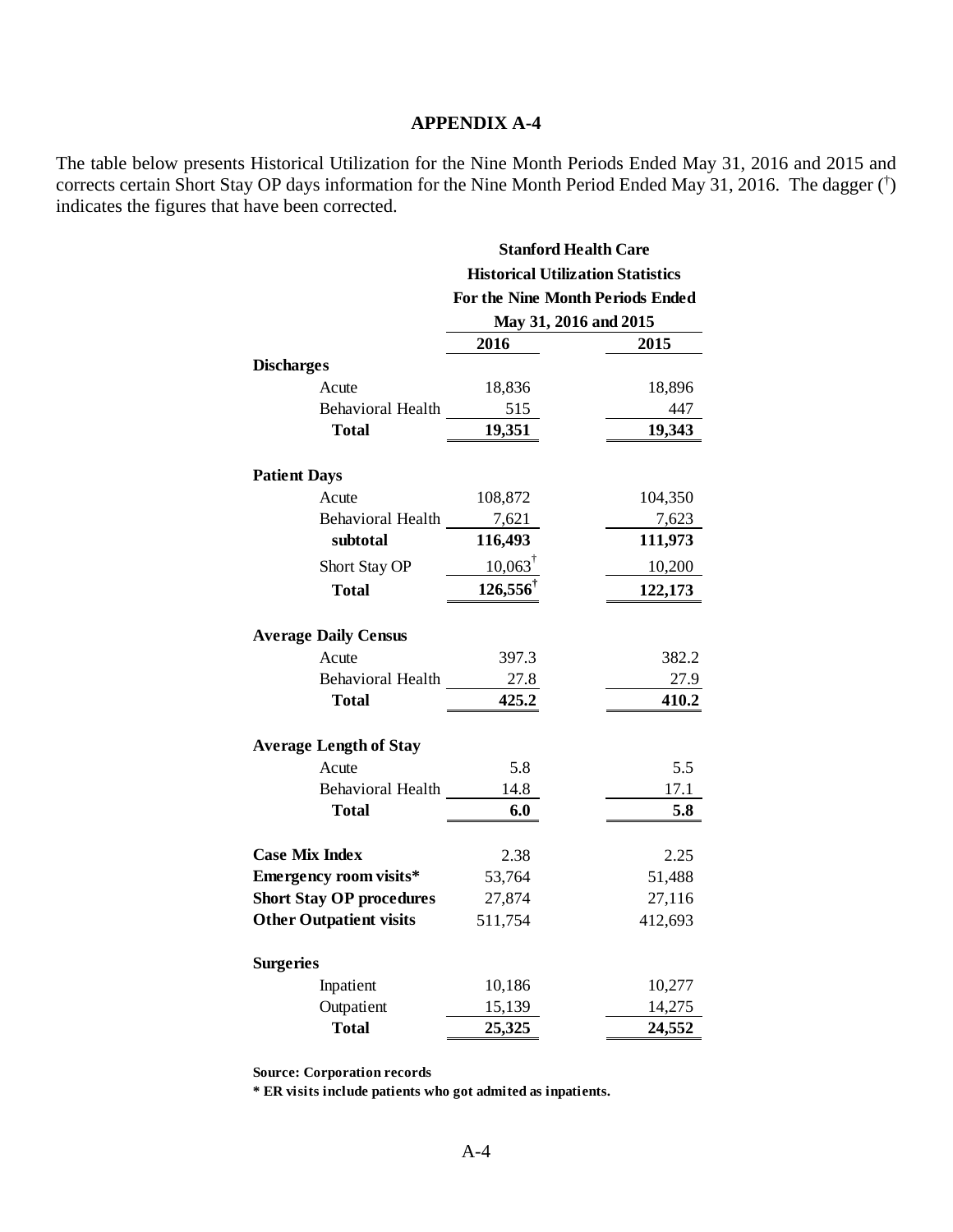# APPENDIX A-4

The table below presents Historical Utilization for the Nine Month Periods Ended May 31, 2016 and 2015 and corrects certain Short Stay OP days information for the Nine Month Period Ended May 31, 2016. The dagger († ) indicates the figures that have been corrected.

**Stanford Health Care**
**Historical Utilization Statistics**
**For the Nine Month Periods Ended**
**May 31, 2016 and 2015**

| | 2016 | 2015 |
|---|---|---|
| **Discharges** | | |
| Acute | 18,836 | 18,896 |
| Behavioral Health | 515 | 447 |
| **Total** | **19,351** | **19,343** |
| | | |
| **Patient Days** | | |
| Acute | 108,872 | 104,350 |
| Behavioral Health | 7,621 | 7,623 |
| **subtotal** | **116,493** | **111,973** |
| Short Stay OP | 10,063† | 10,200 |
| **Total** | **126,556†** | **122,173** |
| | | |
| **Average Daily Census** | | |
| Acute | 397.3 | 382.2 |
| Behavioral Health | 27.8 | 27.9 |
| **Total** | **425.2** | **410.2** |
| | | |
| **Average Length of Stay** | | |
| Acute | 5.8 | 5.5 |
| Behavioral Health | 14.8 | 17.1 |
| **Total** | **6.0** | **5.8** |
| | | |
| **Case Mix Index** | 2.38 | 2.25 |
| **Emergency room visits*** | 53,764 | 51,488 |
| **Short Stay OP procedures** | 27,874 | 27,116 |
| **Other Outpatient visits** | 511,754 | 412,693 |
| | | |
| **Surgeries** | | |
| Inpatient | 10,186 | 10,277 |
| Outpatient | 15,139 | 14,275 |
| **Total** | **25,325** | **24,552** |

**Source: Corporation records**

**\* ER visits include patients who got admited as inpatients.**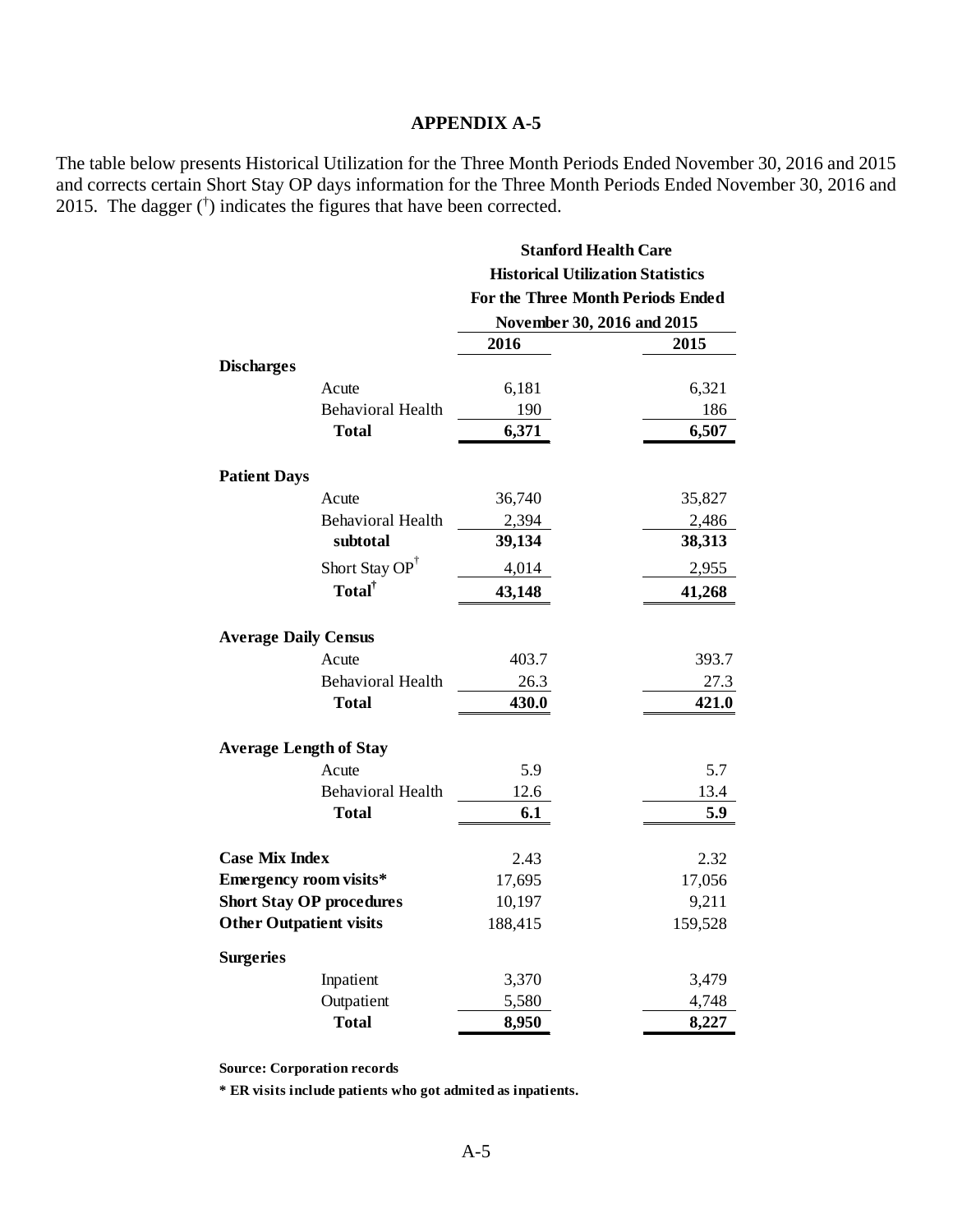## APPENDIX A-5

The table below presents Historical Utilization for the Three Month Periods Ended November 30, 2016 and 2015 and corrects certain Short Stay OP days information for the Three Month Periods Ended November 30, 2016 and 2015. The dagger (†) indicates the figures that have been corrected.

**Stanford Health Care**
**Historical Utilization Statistics**
**For the Three Month Periods Ended**
**November 30, 2016 and 2015**

| | 2016 | 2015 |
|---|---|---|
| **Discharges** | | |
| Acute | 6,181 | 6,321 |
| Behavioral Health | 190 | 186 |
| **Total** | **6,371** | **6,507** |
| **Patient Days** | | |
| Acute | 36,740 | 35,827 |
| Behavioral Health | 2,394 | 2,486 |
| **subtotal** | **39,134** | **38,313** |
| Short Stay OP† | 4,014 | 2,955 |
| **Total†** | **43,148** | **41,268** |
| **Average Daily Census** | | |
| Acute | 403.7 | 393.7 |
| Behavioral Health | 26.3 | 27.3 |
| **Total** | **430.0** | **421.0** |
| **Average Length of Stay** | | |
| Acute | 5.9 | 5.7 |
| Behavioral Health | 12.6 | 13.4 |
| **Total** | **6.1** | **5.9** |
| **Case Mix Index** | 2.43 | 2.32 |
| **Emergency room visits*** | 17,695 | 17,056 |
| **Short Stay OP procedures** | 10,197 | 9,211 |
| **Other Outpatient visits** | 188,415 | 159,528 |
| **Surgeries** | | |
| Inpatient | 3,370 | 3,479 |
| Outpatient | 5,580 | 4,748 |
| **Total** | **8,950** | **8,227** |

**Source: Corporation records**

**\* ER visits include patients who got admited as inpatients.**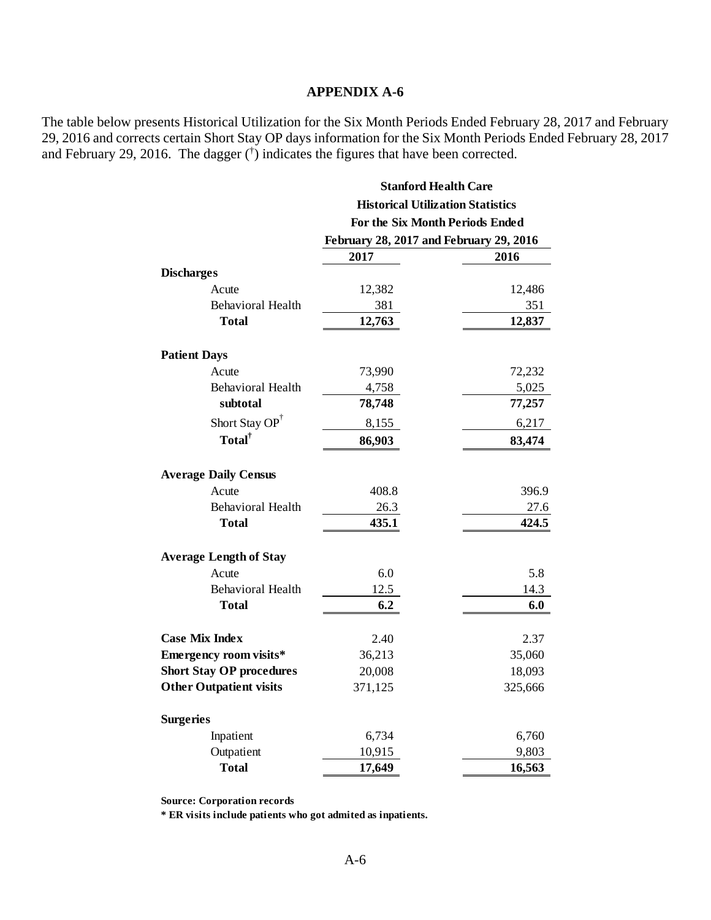# APPENDIX A-6

The table below presents Historical Utilization for the Six Month Periods Ended February 28, 2017 and February 29, 2016 and corrects certain Short Stay OP days information for the Six Month Periods Ended February 28, 2017 and February 29, 2016. The dagger (†) indicates the figures that have been corrected.

**Stanford Health Care**
**Historical Utilization Statistics**
**For the Six Month Periods Ended**
**February 28, 2017 and February 29, 2016**

| | 2017 | 2016 |
|---|---|---|
| **Discharges** | | |
| Acute | 12,382 | 12,486 |
| Behavioral Health | 381 | 351 |
| **Total** | **12,763** | **12,837** |
| **Patient Days** | | |
| Acute | 73,990 | 72,232 |
| Behavioral Health | 4,758 | 5,025 |
| **subtotal** | **78,748** | **77,257** |
| Short Stay OP† | 8,155 | 6,217 |
| **Total†** | **86,903** | **83,474** |
| **Average Daily Census** | | |
| Acute | 408.8 | 396.9 |
| Behavioral Health | 26.3 | 27.6 |
| **Total** | **435.1** | **424.5** |
| **Average Length of Stay** | | |
| Acute | 6.0 | 5.8 |
| Behavioral Health | 12.5 | 14.3 |
| **Total** | **6.2** | **6.0** |
| **Case Mix Index** | 2.40 | 2.37 |
| **Emergency room visits*** | 36,213 | 35,060 |
| **Short Stay OP procedures** | 20,008 | 18,093 |
| **Other Outpatient visits** | 371,125 | 325,666 |
| **Surgeries** | | |
| Inpatient | 6,734 | 6,760 |
| Outpatient | 10,915 | 9,803 |
| **Total** | **17,649** | **16,563** |

**Source: Corporation records**

**\* ER visits include patients who got admited as inpatients.**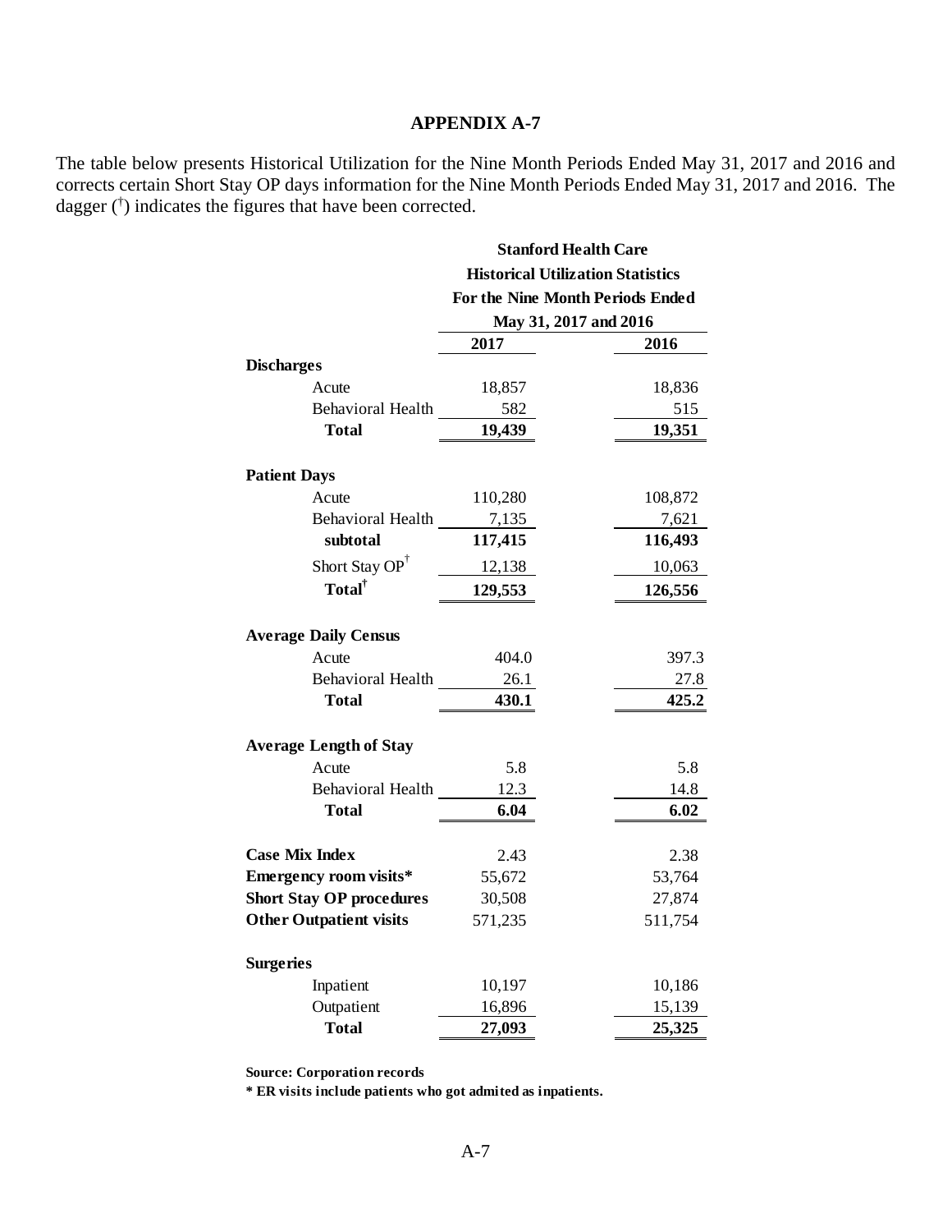## APPENDIX A-7

The table below presents Historical Utilization for the Nine Month Periods Ended May 31, 2017 and 2016 and corrects certain Short Stay OP days information for the Nine Month Periods Ended May 31, 2017 and 2016. The dagger (†) indicates the figures that have been corrected.

| Stanford Health Care<br>Historical Utilization Statistics<br>For the Nine Month Periods Ended<br>May 31, 2017 and 2016 | | |
|---|---|---|
| | **2017** | **2016** |
| **Discharges** | | |
| Acute | 18,857 | 18,836 |
| Behavioral Health | 582 | 515 |
| **Total** | **19,439** | **19,351** |
| **Patient Days** | | |
| Acute | 110,280 | 108,872 |
| Behavioral Health | 7,135 | 7,621 |
| **subtotal** | **117,415** | **116,493** |
| Short Stay OP† | 12,138 | 10,063 |
| **Total†** | **129,553** | **126,556** |
| **Average Daily Census** | | |
| Acute | 404.0 | 397.3 |
| Behavioral Health | 26.1 | 27.8 |
| **Total** | **430.1** | **425.2** |
| **Average Length of Stay** | | |
| Acute | 5.8 | 5.8 |
| Behavioral Health | 12.3 | 14.8 |
| **Total** | **6.04** | **6.02** |
| **Case Mix Index** | 2.43 | 2.38 |
| **Emergency room visits*** | 55,672 | 53,764 |
| **Short Stay OP procedures** | 30,508 | 27,874 |
| **Other Outpatient visits** | 571,235 | 511,754 |
| **Surgeries** | | |
| Inpatient | 10,197 | 10,186 |
| Outpatient | 16,896 | 15,139 |
| **Total** | **27,093** | **25,325** |

**Source: Corporation records**

**\* ER visits include patients who got admited as inpatients.**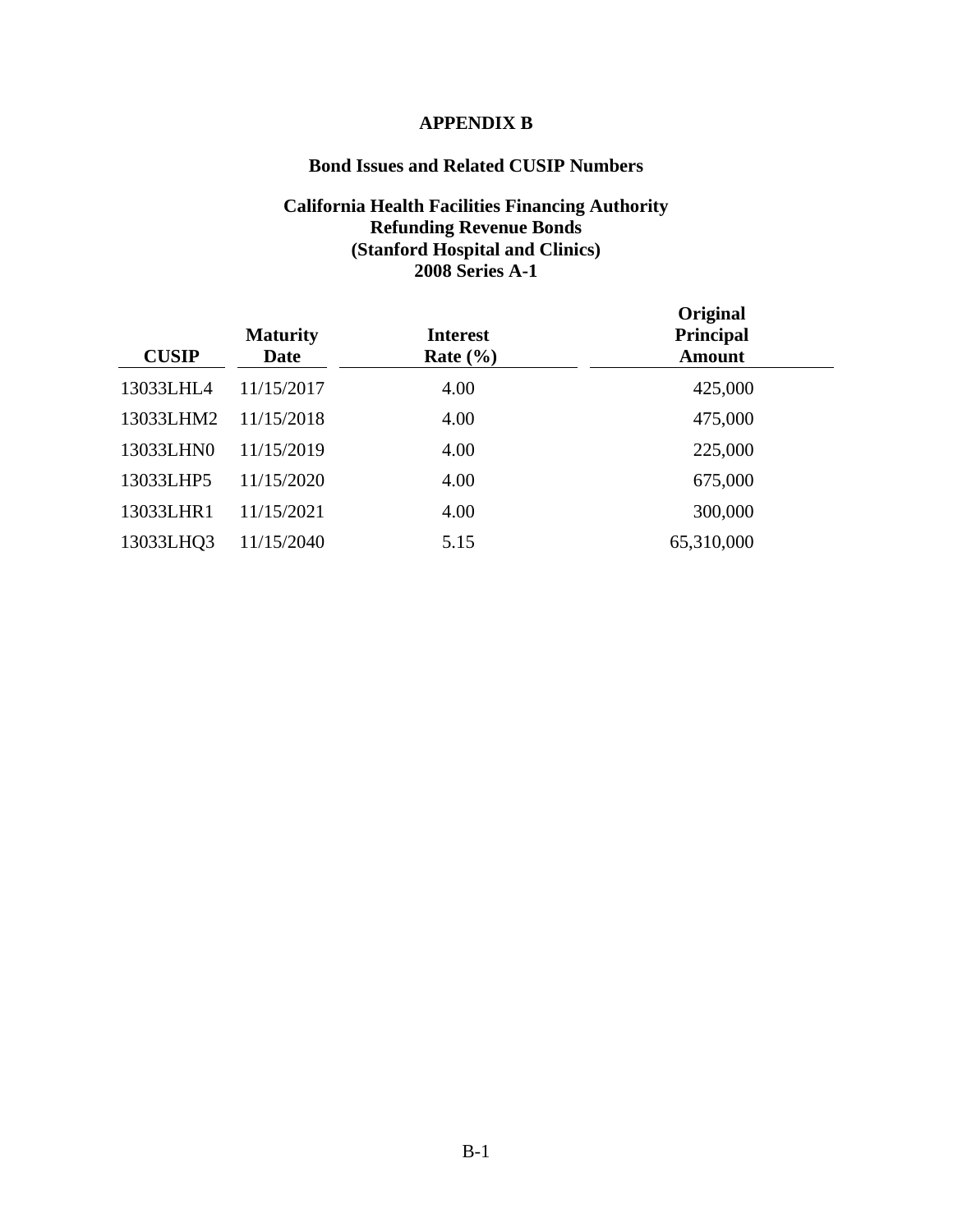# APPENDIX B

## Bond Issues and Related CUSIP Numbers

### California Health Facilities Financing Authority
### Refunding Revenue Bonds
### (Stanford Hospital and Clinics)
### 2008 Series A-1

| CUSIP | Maturity Date | Interest Rate (%) | Original Principal Amount |
|---|---|---|---|
| 13033LHL4 | 11/15/2017 | 4.00 | 425,000 |
| 13033LHM2 | 11/15/2018 | 4.00 | 475,000 |
| 13033LHN0 | 11/15/2019 | 4.00 | 225,000 |
| 13033LHP5 | 11/15/2020 | 4.00 | 675,000 |
| 13033LHR1 | 11/15/2021 | 4.00 | 300,000 |
| 13033LHQ3 | 11/15/2040 | 5.15 | 65,310,000 |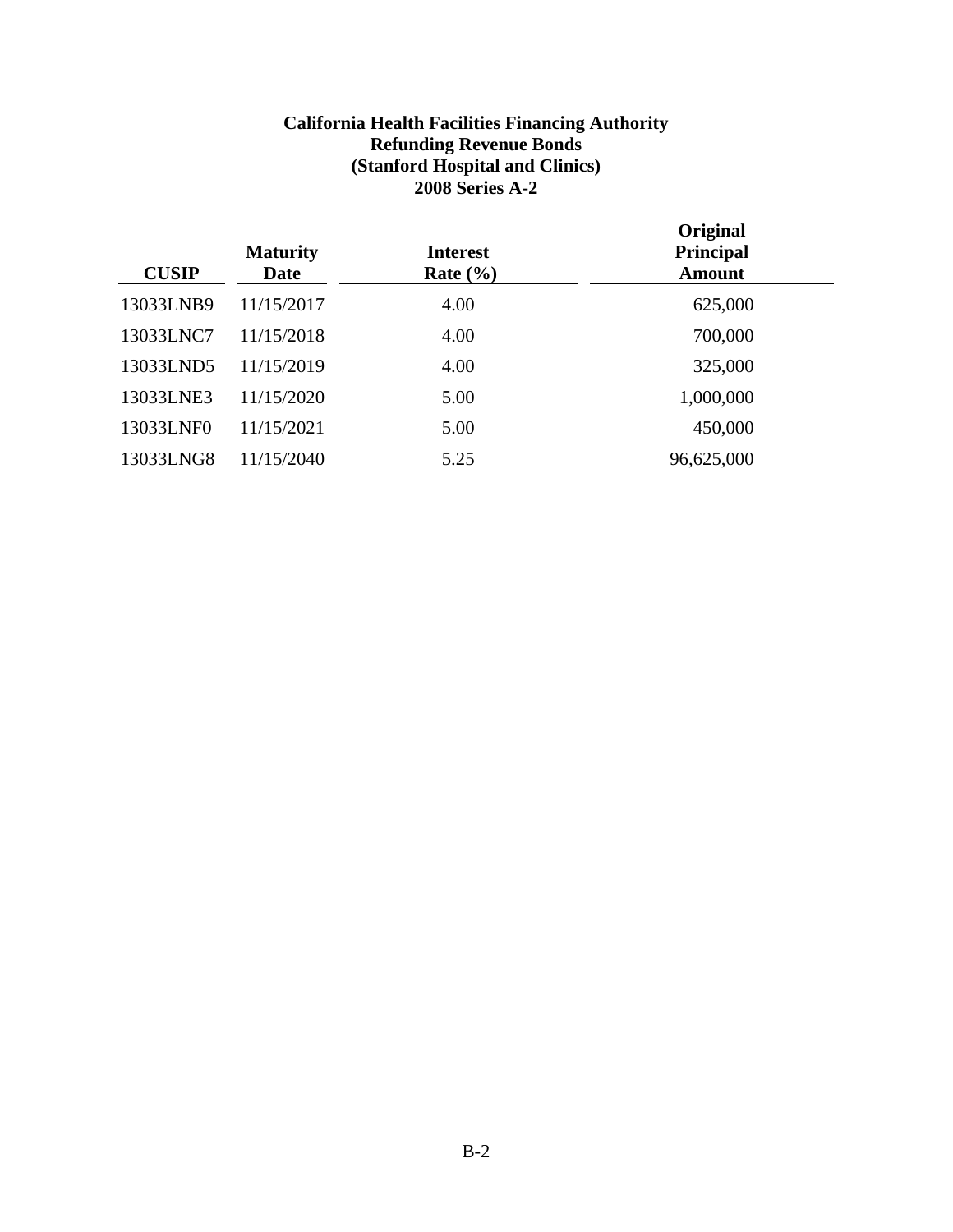**California Health Facilities Financing Authority**
**Refunding Revenue Bonds**
**(Stanford Hospital and Clinics)**
**2008 Series A-2**

| CUSIP | Maturity Date | Interest Rate (%) | Original Principal Amount |
|---|---|---|---|
| 13033LNB9 | 11/15/2017 | 4.00 | 625,000 |
| 13033LNC7 | 11/15/2018 | 4.00 | 700,000 |
| 13033LND5 | 11/15/2019 | 4.00 | 325,000 |
| 13033LNE3 | 11/15/2020 | 5.00 | 1,000,000 |
| 13033LNF0 | 11/15/2021 | 5.00 | 450,000 |
| 13033LNG8 | 11/15/2040 | 5.25 | 96,625,000 |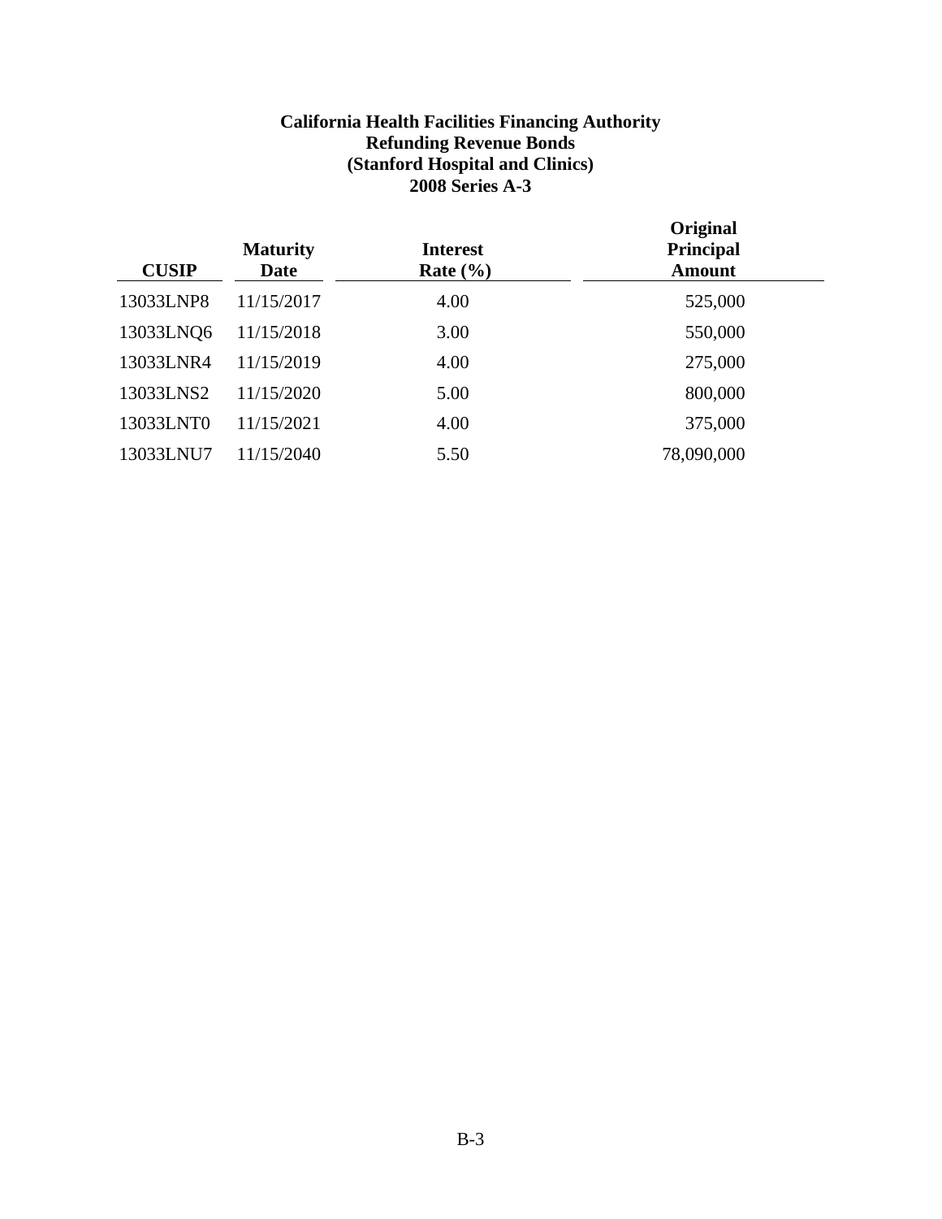**California Health Facilities Financing Authority**
**Refunding Revenue Bonds**
**(Stanford Hospital and Clinics)**
**2008 Series A-3**

| CUSIP | Maturity Date | Interest Rate (%) | Original Principal Amount |
|---|---|---|---|
| 13033LNP8 | 11/15/2017 | 4.00 | 525,000 |
| 13033LNQ6 | 11/15/2018 | 3.00 | 550,000 |
| 13033LNR4 | 11/15/2019 | 4.00 | 275,000 |
| 13033LNS2 | 11/15/2020 | 5.00 | 800,000 |
| 13033LNT0 | 11/15/2021 | 4.00 | 375,000 |
| 13033LNU7 | 11/15/2040 | 5.50 | 78,090,000 |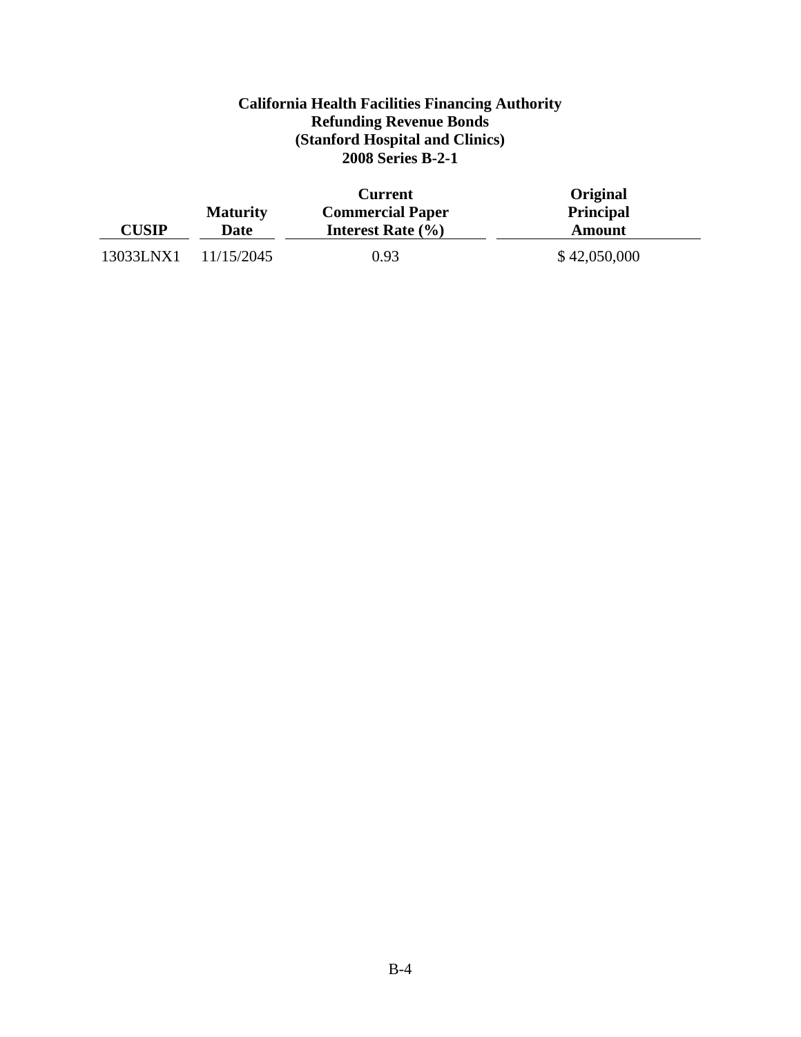**California Health Facilities Financing Authority**
**Refunding Revenue Bonds**
**(Stanford Hospital and Clinics)**
**2008 Series B-2-1**

| CUSIP | Maturity Date | Current Commercial Paper Interest Rate (%) | Original Principal Amount |
|---|---|---|---|
| 13033LNX1 | 11/15/2045 | 0.93 | $ 42,050,000 |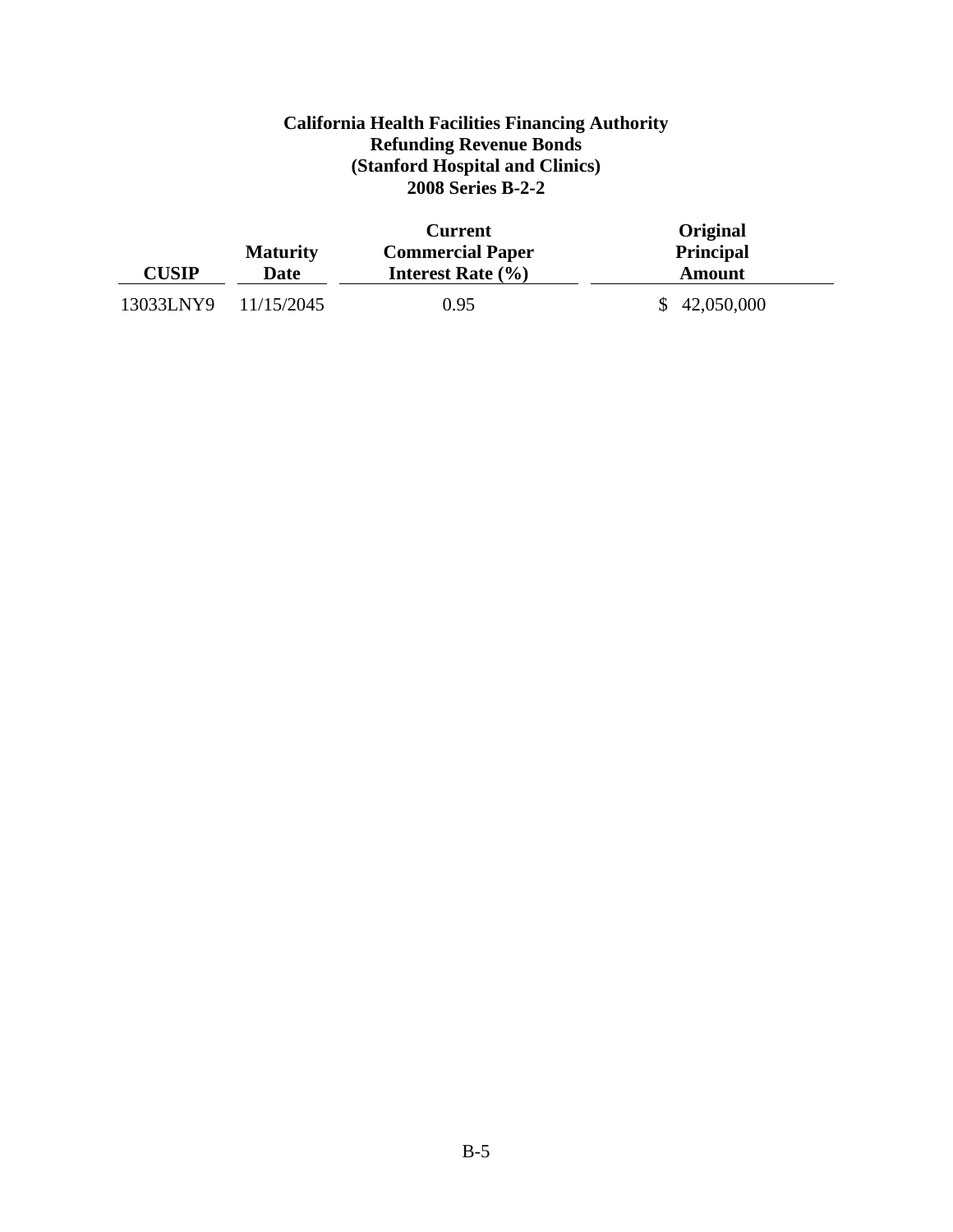**California Health Facilities Financing Authority**
**Refunding Revenue Bonds**
**(Stanford Hospital and Clinics)**
**2008 Series B-2-2**

| CUSIP | Maturity Date | Current Commercial Paper Interest Rate (%) | Original Principal Amount |
|---|---|---|---|
| 13033LNY9 | 11/15/2045 | 0.95 | $ 42,050,000 |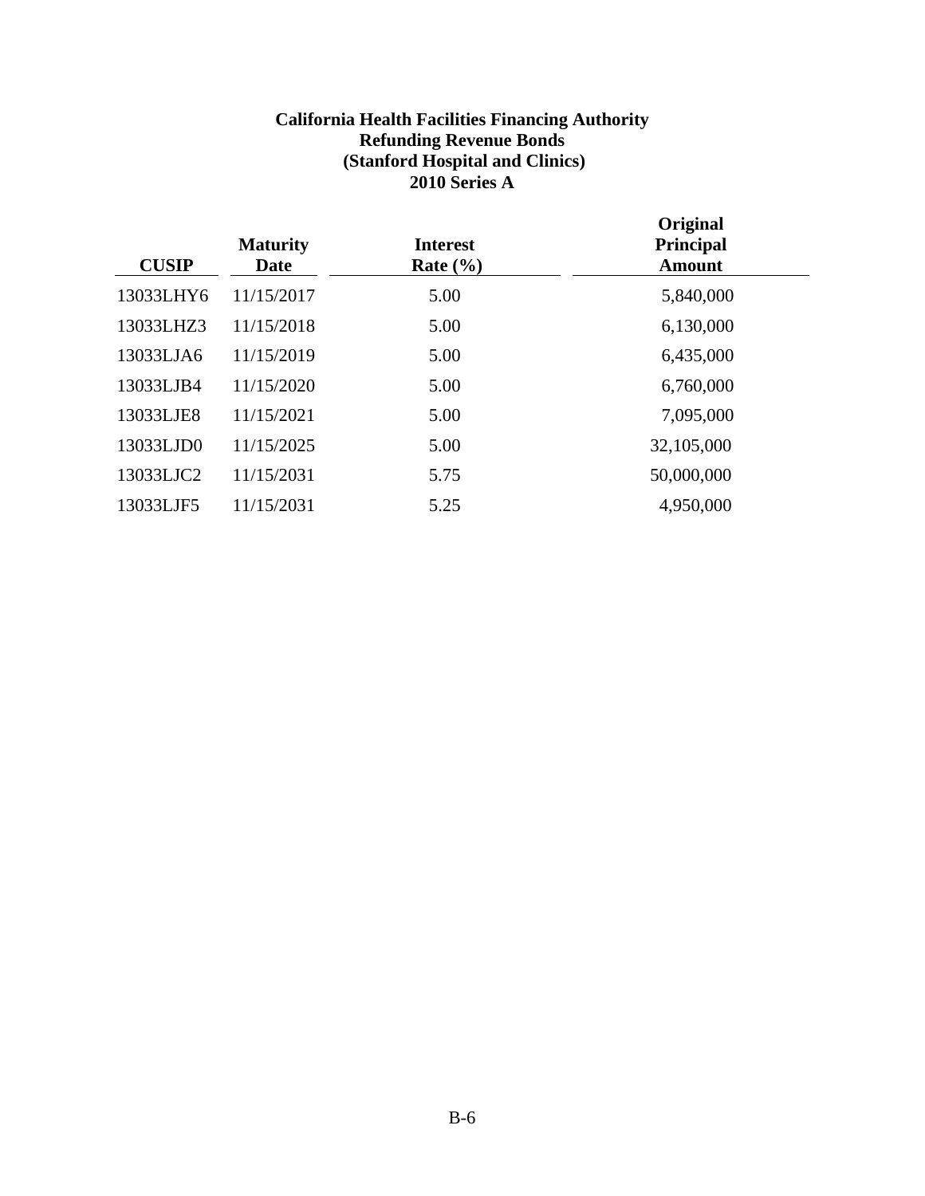**California Health Facilities Financing Authority**
**Refunding Revenue Bonds**
**(Stanford Hospital and Clinics)**
**2010 Series A**

| CUSIP | Maturity Date | Interest Rate (%) | Original Principal Amount |
|---|---|---|---|
| 13033LHY6 | 11/15/2017 | 5.00 | 5,840,000 |
| 13033LHZ3 | 11/15/2018 | 5.00 | 6,130,000 |
| 13033LJA6 | 11/15/2019 | 5.00 | 6,435,000 |
| 13033LJB4 | 11/15/2020 | 5.00 | 6,760,000 |
| 13033LJE8 | 11/15/2021 | 5.00 | 7,095,000 |
| 13033LJD0 | 11/15/2025 | 5.00 | 32,105,000 |
| 13033LJC2 | 11/15/2031 | 5.75 | 50,000,000 |
| 13033LJF5 | 11/15/2031 | 5.25 | 4,950,000 |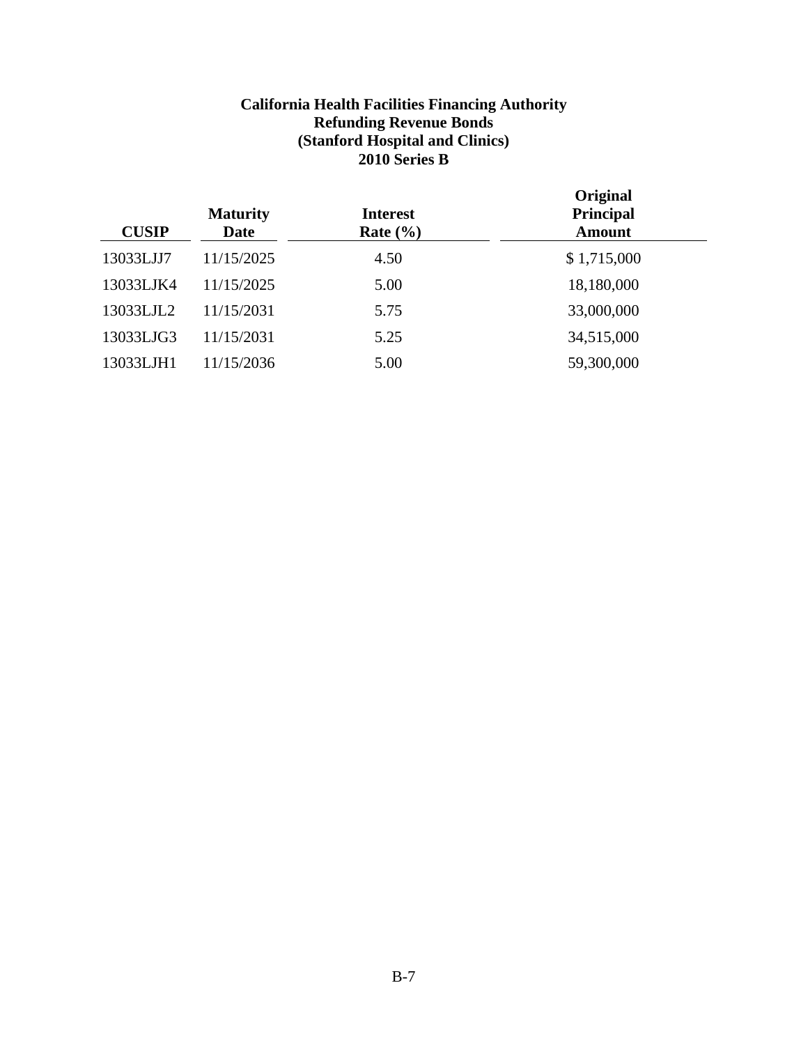**California Health Facilities Financing Authority**
**Refunding Revenue Bonds**
**(Stanford Hospital and Clinics)**
**2010 Series B**

| CUSIP | Maturity Date | Interest Rate (%) | Original Principal Amount |
|---|---|---|---|
| 13033LJJ7 | 11/15/2025 | 4.50 | $ 1,715,000 |
| 13033LJK4 | 11/15/2025 | 5.00 | 18,180,000 |
| 13033LJL2 | 11/15/2031 | 5.75 | 33,000,000 |
| 13033LJG3 | 11/15/2031 | 5.25 | 34,515,000 |
| 13033LJH1 | 11/15/2036 | 5.00 | 59,300,000 |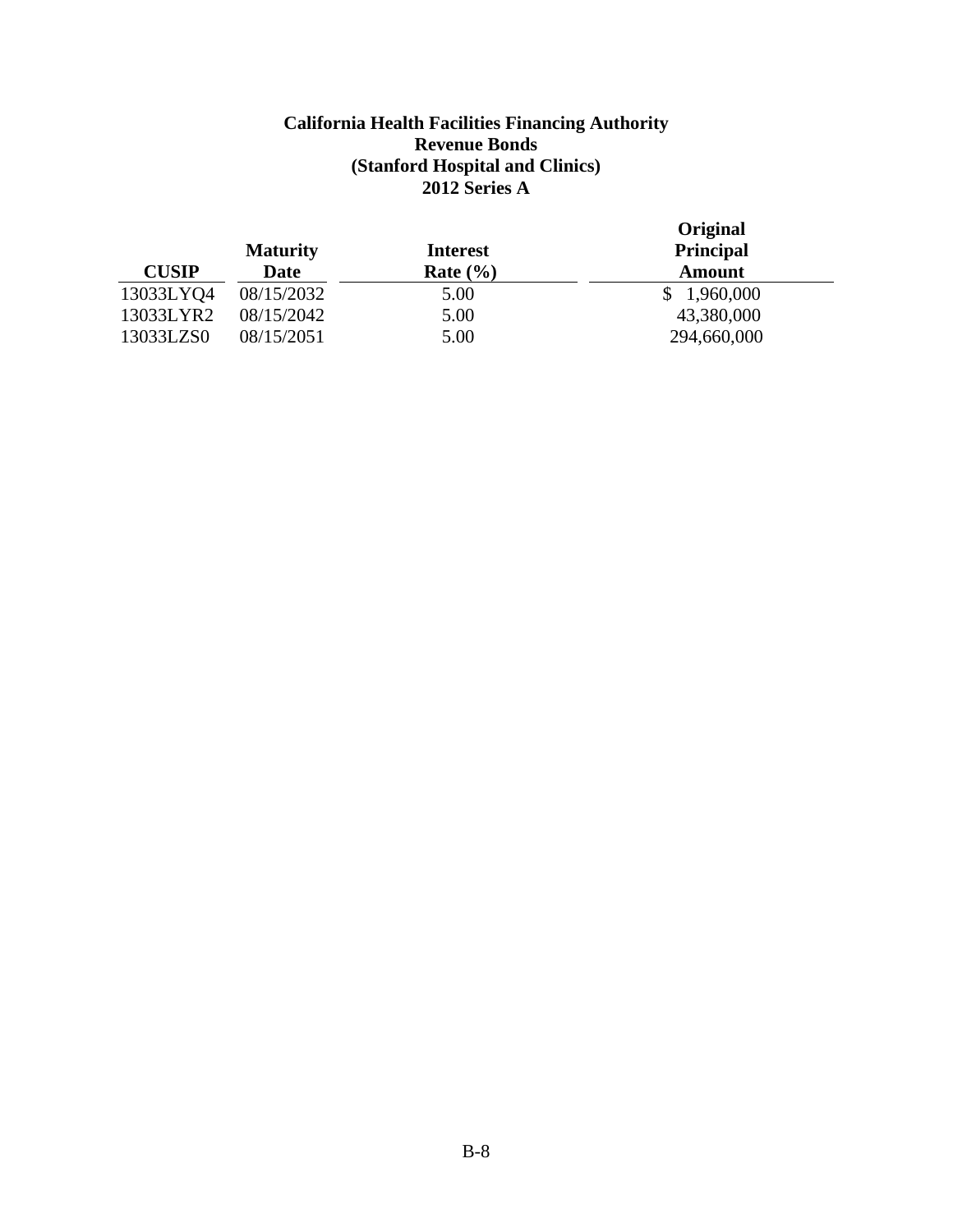**California Health Facilities Financing Authority**
**Revenue Bonds**
**(Stanford Hospital and Clinics)**
**2012 Series A**

| CUSIP | Maturity Date | Interest Rate (%) | Original Principal Amount |
|---|---|---|---|
| 13033LYQ4 | 08/15/2032 | 5.00 | $ 1,960,000 |
| 13033LYR2 | 08/15/2042 | 5.00 | 43,380,000 |
| 13033LZS0 | 08/15/2051 | 5.00 | 294,660,000 |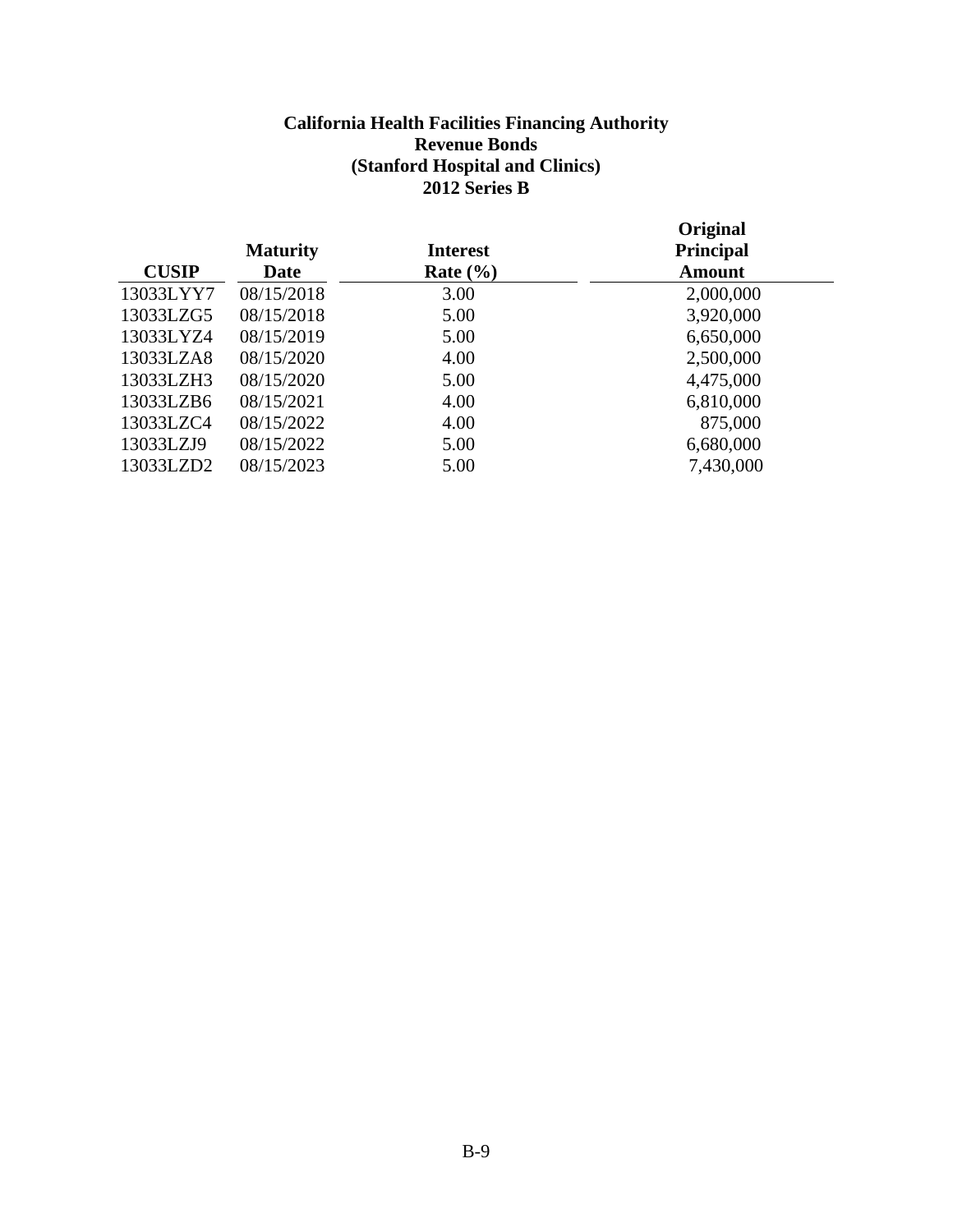**California Health Facilities Financing Authority**
**Revenue Bonds**
**(Stanford Hospital and Clinics)**
**2012 Series B**

| CUSIP | Maturity Date | Interest Rate (%) | Original Principal Amount |
|---|---|---|---|
| 13033LYY7 | 08/15/2018 | 3.00 | 2,000,000 |
| 13033LZG5 | 08/15/2018 | 5.00 | 3,920,000 |
| 13033LYZ4 | 08/15/2019 | 5.00 | 6,650,000 |
| 13033LZA8 | 08/15/2020 | 4.00 | 2,500,000 |
| 13033LZH3 | 08/15/2020 | 5.00 | 4,475,000 |
| 13033LZB6 | 08/15/2021 | 4.00 | 6,810,000 |
| 13033LZC4 | 08/15/2022 | 4.00 | 875,000 |
| 13033LZJ9 | 08/15/2022 | 5.00 | 6,680,000 |
| 13033LZD2 | 08/15/2023 | 5.00 | 7,430,000 |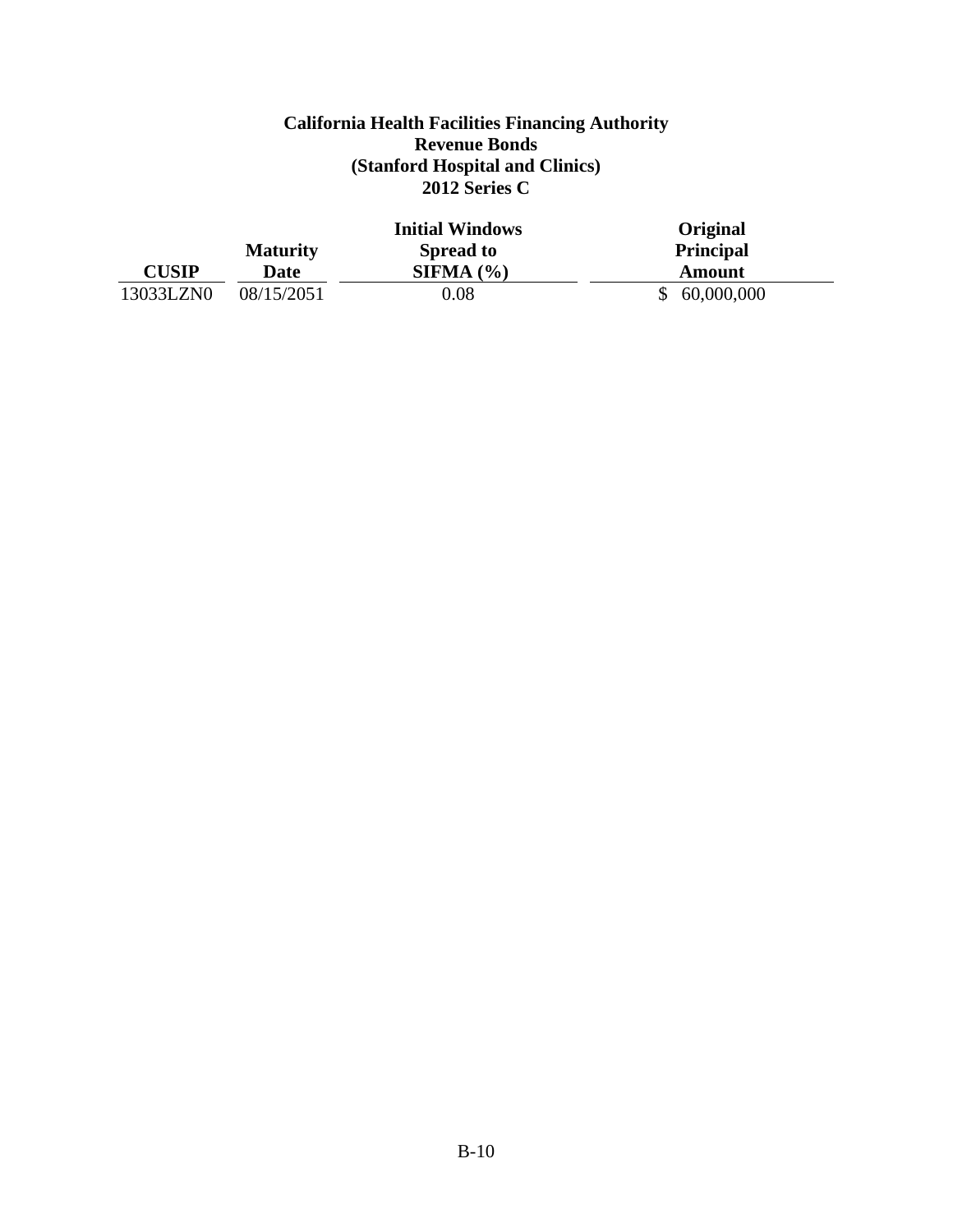**California Health Facilities Financing Authority**
**Revenue Bonds**
**(Stanford Hospital and Clinics)**
**2012 Series C**

| CUSIP | Maturity Date | Initial Windows Spread to SIFMA (%) | Original Principal Amount |
|---|---|---|---|
| 13033LZN0 | 08/15/2051 | 0.08 | $ 60,000,000 |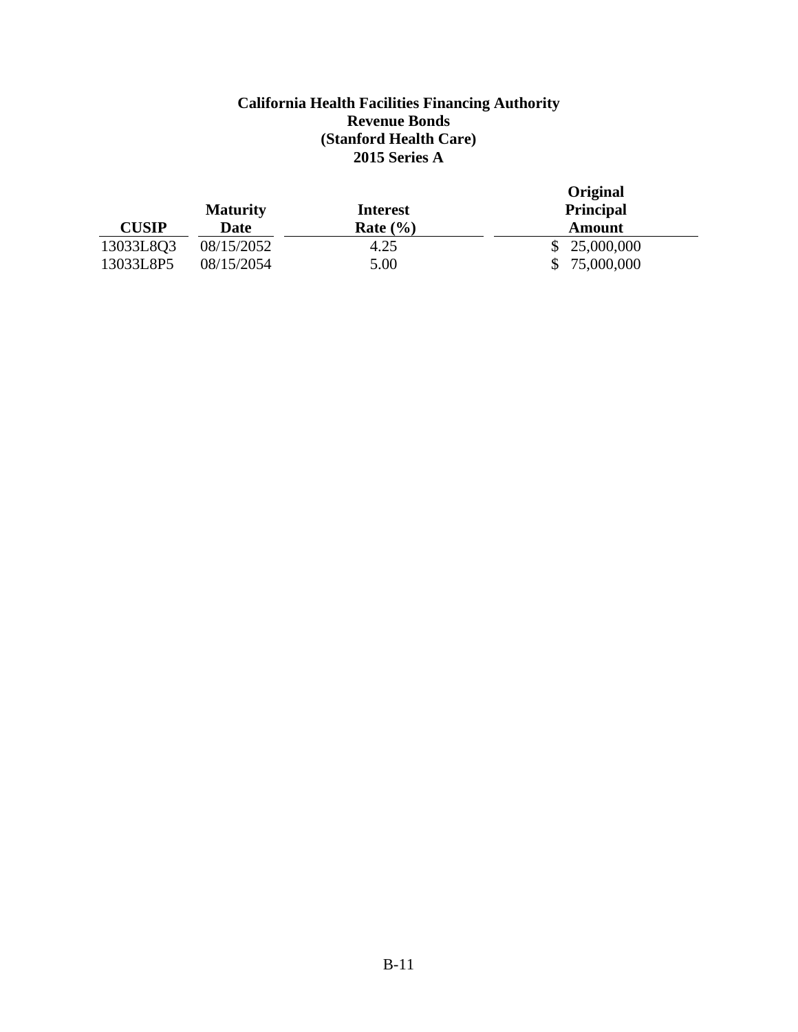**California Health Facilities Financing Authority**
**Revenue Bonds**
**(Stanford Health Care)**
**2015 Series A**

| CUSIP | Maturity Date | Interest Rate (%) | Original Principal Amount |
|---|---|---|---|
| 13033L8Q3 | 08/15/2052 | 4.25 | $ 25,000,000 |
| 13033L8P5 | 08/15/2054 | 5.00 | $ 75,000,000 |